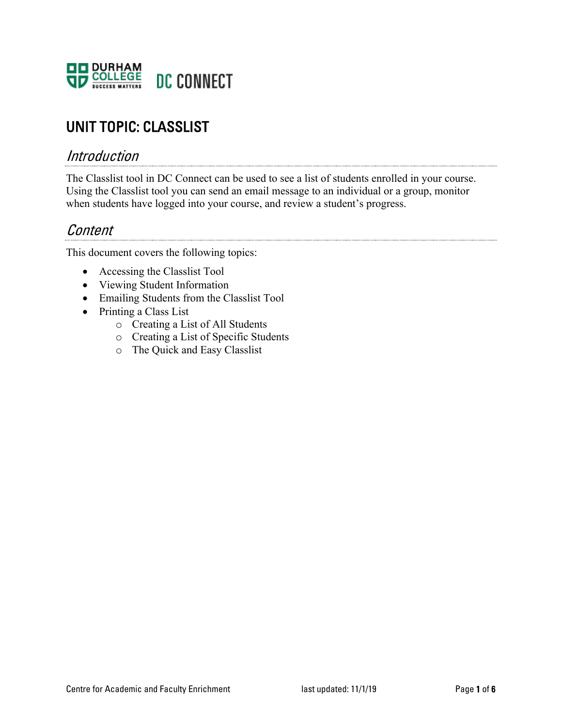# UNIT TOPIC: CLASSLIST

## *Introduction*

The Classlist tool in DC Connect can be used to see a list of students enrolled in your course. Using the Classlist tool you can send an email message to an individual or a group, monitor when students have logged into your course, and review a student's progress.

## *Content*

This document covers the following topics:

- Accessing the Classlist Tool
- Viewing Student Information
- Emailing Students from the Classlist Tool
- Printing a Class List
  - Creating a List of All Students
  - Creating a List of Specific Students
  - The Quick and Easy Classlist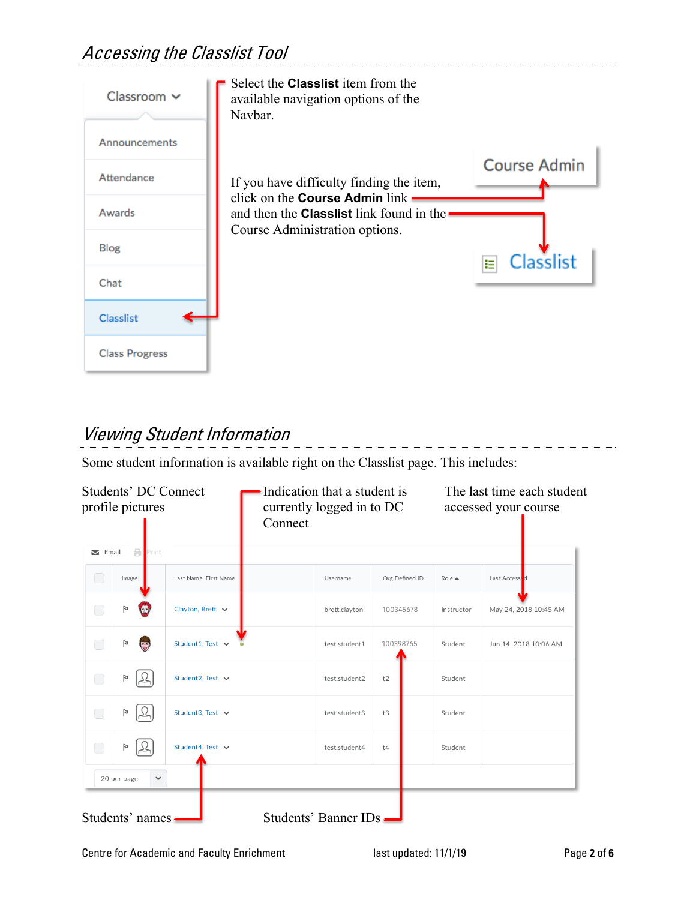## Accessing the Classlist Tool

Select the **Classlist** item from the available navigation options of the Navbar.

If you have difficulty finding the item, click on the **Course Admin** link and then the **Classlist** link found in the Course Administration options.

## Viewing Student Information

Some student information is available right on the Classlist page. This includes:

- Students' DC Connect profile pictures
- Indication that a student is currently logged in to DC Connect
- The last time each student accessed your course
- Students' names
- Students' Banner IDs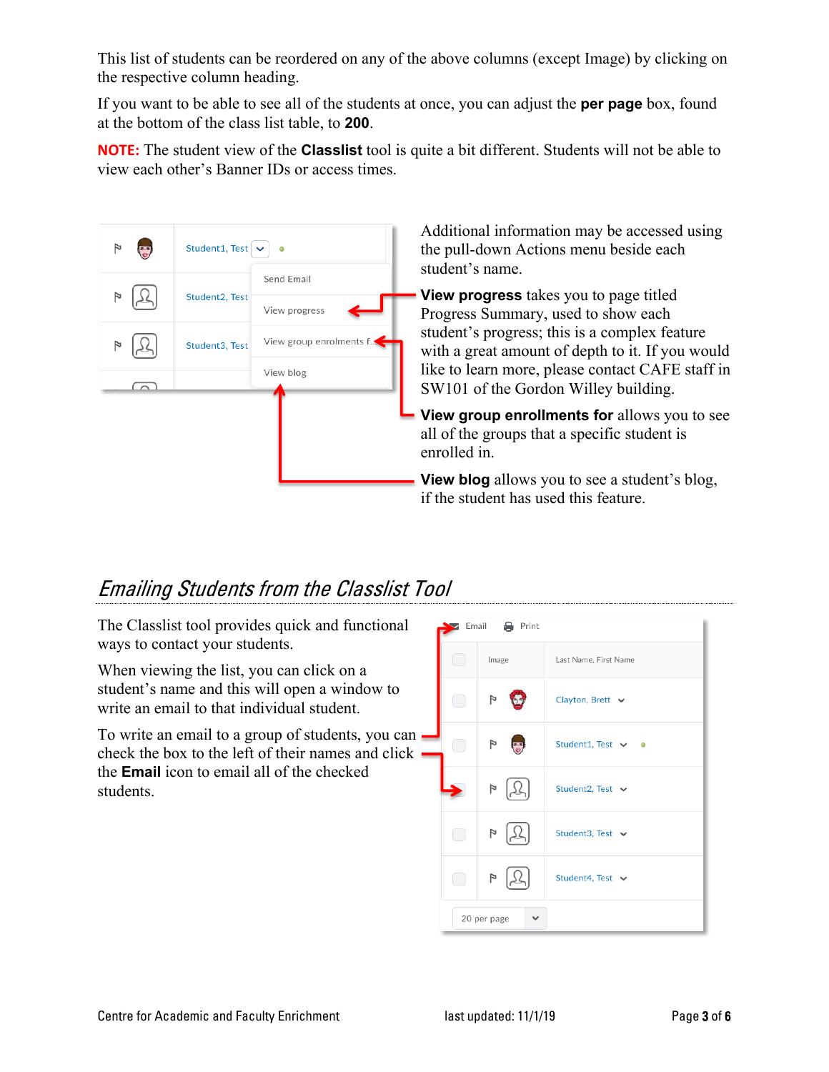This list of students can be reordered on any of the above columns (except Image) by clicking on the respective column heading.

If you want to be able to see all of the students at once, you can adjust the **per page** box, found at the bottom of the class list table, to **200**.

**NOTE:** The student view of the **Classlist** tool is quite a bit different. Students will not be able to view each other's Banner IDs or access times.

Additional information may be accessed using the pull-down Actions menu beside each student's name.

**View progress** takes you to page titled Progress Summary, used to show each student's progress; this is a complex feature with a great amount of depth to it. If you would like to learn more, please contact CAFE staff in SW101 of the Gordon Willey building.

**View group enrollments for** allows you to see all of the groups that a specific student is enrolled in.

**View blog** allows you to see a student's blog, if the student has used this feature.

## *Emailing Students from the Classlist Tool*

The Classlist tool provides quick and functional ways to contact your students.

When viewing the list, you can click on a student's name and this will open a window to write an email to that individual student.

To write an email to a group of students, you can check the box to the left of their names and click the **Email** icon to email all of the checked students.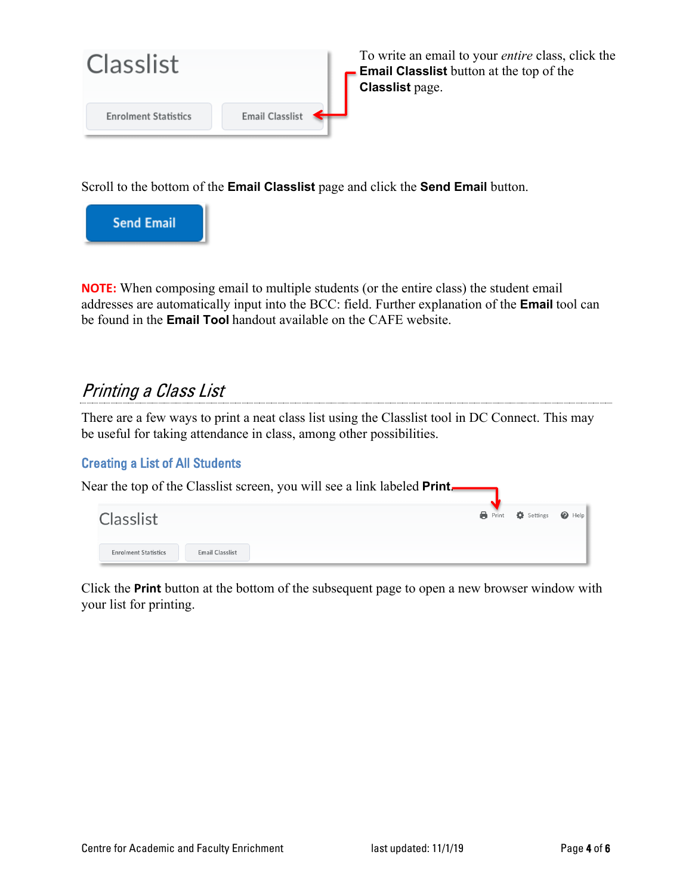To write an email to your *entire* class, click the **Email Classlist** button at the top of the **Classlist** page.

Scroll to the bottom of the **Email Classlist** page and click the **Send Email** button.

**NOTE:** When composing email to multiple students (or the entire class) the student email addresses are automatically input into the BCC: field. Further explanation of the **Email** tool can be found in the **Email Tool** handout available on the CAFE website.

## *Printing a Class List*

There are a few ways to print a neat class list using the Classlist tool in DC Connect. This may be useful for taking attendance in class, among other possibilities.

### Creating a List of All Students

Near the top of the Classlist screen, you will see a link labeled **Print**.

Click the **Print** button at the bottom of the subsequent page to open a new browser window with your list for printing.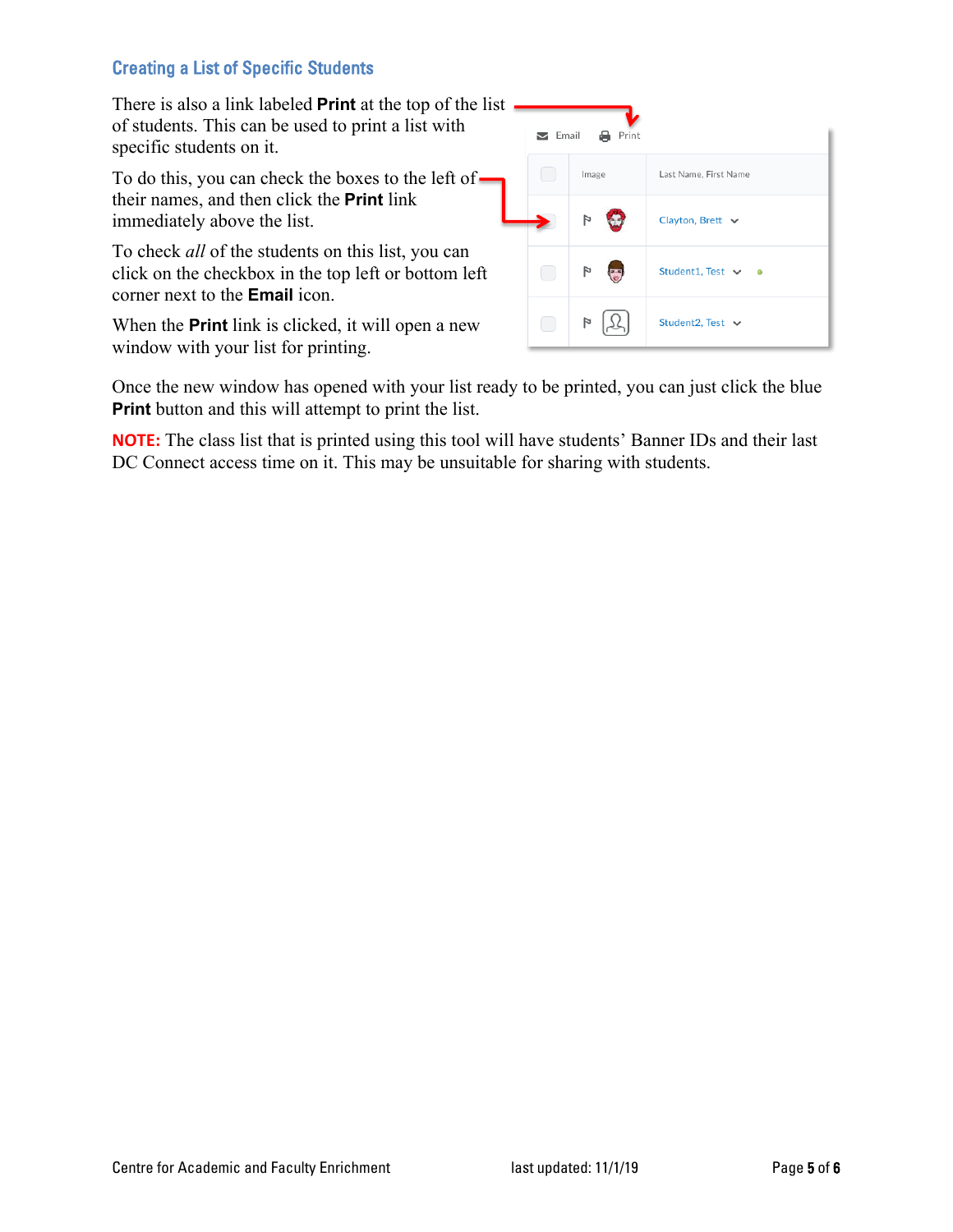## Creating a List of Specific Students

There is also a link labeled **Print** at the top of the list of students. This can be used to print a list with specific students on it.

To do this, you can check the boxes to the left of their names, and then click the **Print** link immediately above the list.

To check *all* of the students on this list, you can click on the checkbox in the top left or bottom left corner next to the **Email** icon.

When the **Print** link is clicked, it will open a new window with your list for printing.

Once the new window has opened with your list ready to be printed, you can just click the blue **Print** button and this will attempt to print the list.

**NOTE:** The class list that is printed using this tool will have students' Banner IDs and their last DC Connect access time on it. This may be unsuitable for sharing with students.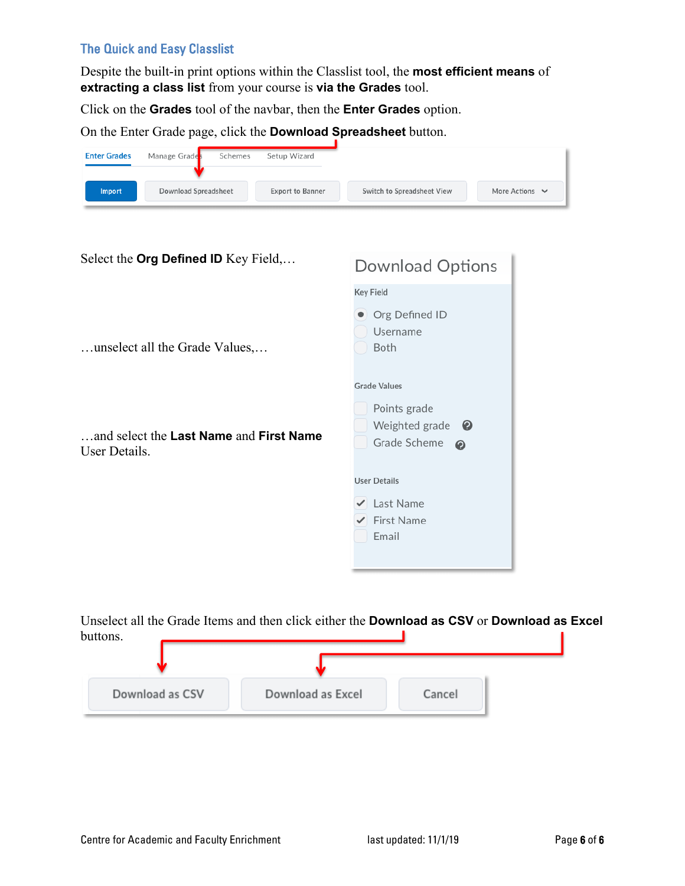## The Quick and Easy Classlist

Despite the built-in print options within the Classlist tool, the **most efficient means** of **extracting a class list** from your course is **via the Grades** tool.

Click on the **Grades** tool of the navbar, then the **Enter Grades** option.

On the Enter Grade page, click the **Download Spreadsheet** button.

Enter Grades    Manage Grades    Schemes    Setup Wizard

Import    Download Spreadsheet    Export to Banner    Switch to Spreadsheet View    More Actions

Select the **Org Defined ID** Key Field,…

…unselect all the Grade Values,…

…and select the **Last Name** and **First Name** User Details.

Download Options

Key Field

Org Defined ID
Username
Both

Grade Values

Points grade
Weighted grade
Grade Scheme

User Details

Last Name
First Name
Email

Unselect all the Grade Items and then click either the **Download as CSV** or **Download as Excel** buttons.

Download as CSV    Download as Excel    Cancel

Centre for Academic and Faculty Enrichment    last updated: 11/1/19